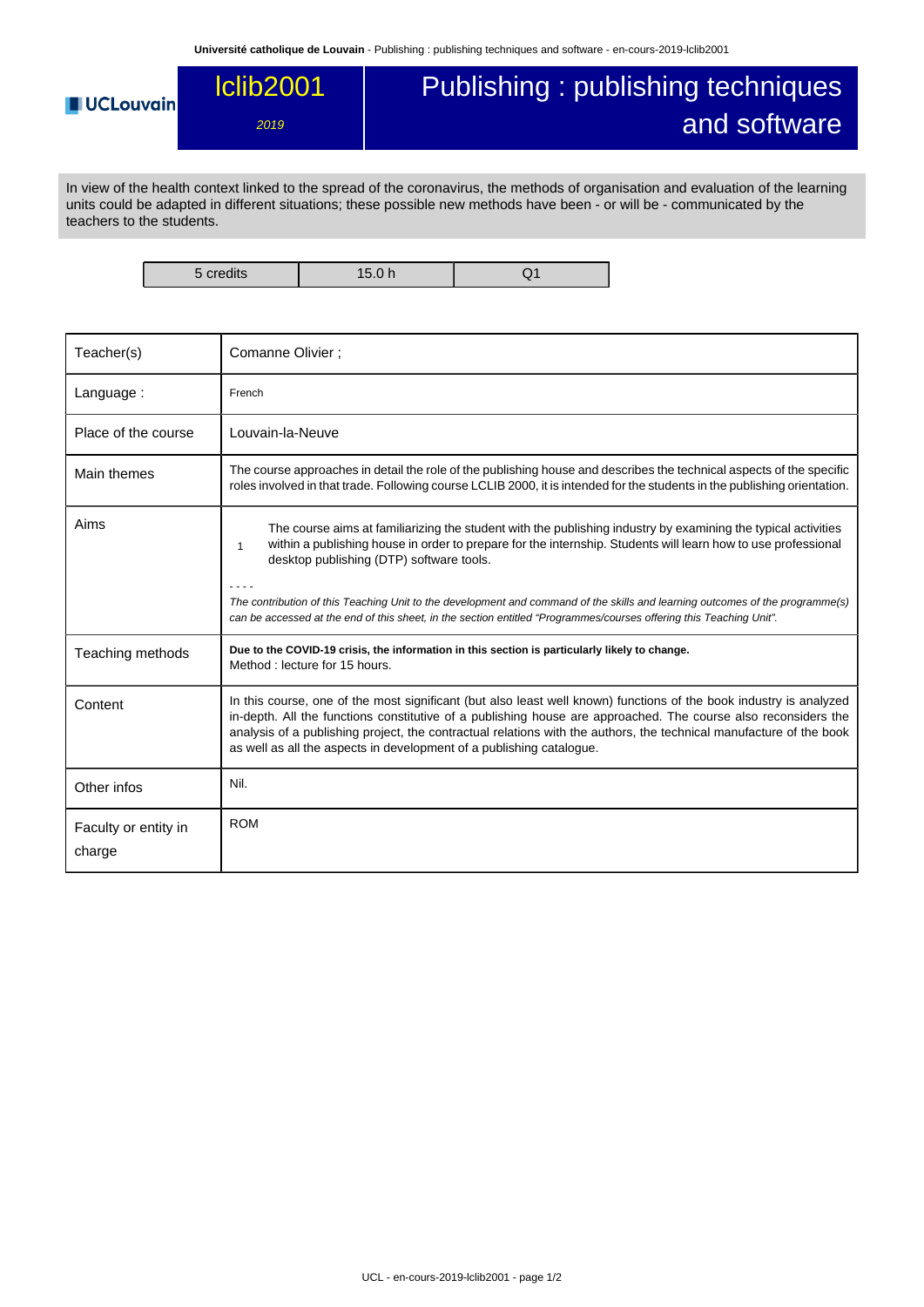# lclib2001

*2019*

# Publishing : publishing techniques and software

In view of the health context linked to the spread of the coronavirus, the methods of organisation and evaluation of the learning units could be adapted in different situations; these possible new methods have been - or will be - communicated by the teachers to the students.

| 5 credits | 15.0 h | Q1 |
|---|---|---|

| | |
|---|---|
| Teacher(s) | Comanne Olivier ; |
| Language : | French |
| Place of the course | Louvain-la-Neuve |
| Main themes | The course approaches in detail the role of the publishing house and describes the technical aspects of the specific roles involved in that trade. Following course LCLIB 2000, it is intended for the students in the publishing orientation. |
| Aims | 1 The course aims at familiarizing the student with the publishing industry by examining the typical activities within a publishing house in order to prepare for the internship. Students will learn how to use professional desktop publishing (DTP) software tools.<br><br>- - - -<br>*The contribution of this Teaching Unit to the development and command of the skills and learning outcomes of the programme(s) can be accessed at the end of this sheet, in the section entitled "Programmes/courses offering this Teaching Unit".* |
| Teaching methods | **Due to the COVID-19 crisis, the information in this section is particularly likely to change.**<br>Method : lecture for 15 hours. |
| Content | In this course, one of the most significant (but also least well known) functions of the book industry is analyzed in-depth. All the functions constitutive of a publishing house are approached. The course also reconsiders the analysis of a publishing project, the contractual relations with the authors, the technical manufacture of the book as well as all the aspects in development of a publishing catalogue. |
| Other infos | Nil. |
| Faculty or entity in charge | ROM |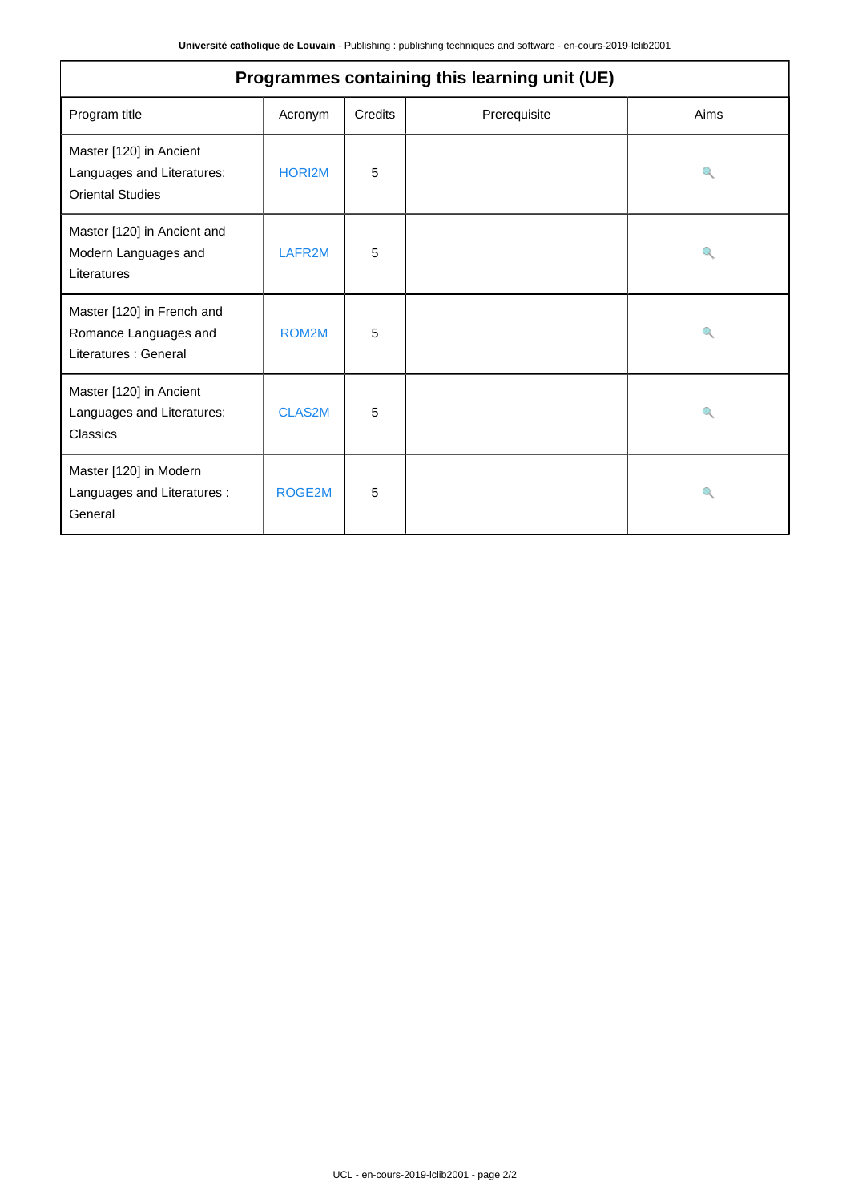## Programmes containing this learning unit (UE)

| Program title | Acronym | Credits | Prerequisite | Aims |
| --- | --- | --- | --- | --- |
| Master [120] in Ancient Languages and Literatures: Oriental Studies | HORI2M | 5 | | |
| Master [120] in Ancient and Modern Languages and Literatures | LAFR2M | 5 | | |
| Master [120] in French and Romance Languages and Literatures : General | ROM2M | 5 | | |
| Master [120] in Ancient Languages and Literatures: Classics | CLAS2M | 5 | | |
| Master [120] in Modern Languages and Literatures : General | ROGE2M | 5 | | |